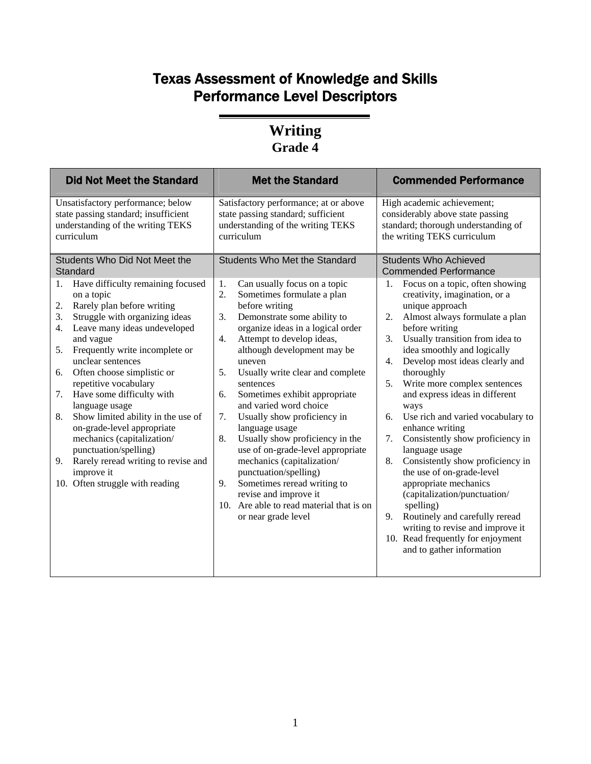# Texas Assessment of Knowledge and Skills
# Performance Level Descriptors

## Writing
### Grade 4

| Did Not Meet the Standard | Met the Standard | Commended Performance |
|---|---|---|
| Unsatisfactory performance; below state passing standard; insufficient understanding of the writing TEKS curriculum | Satisfactory performance; at or above state passing standard; sufficient understanding of the writing TEKS curriculum | High academic achievement; considerably above state passing standard; thorough understanding of the writing TEKS curriculum |
| **Students Who Did Not Meet the Standard** | **Students Who Met the Standard** | **Students Who Achieved Commended Performance** |
| 1. Have difficulty remaining focused on a topic<br>2. Rarely plan before writing<br>3. Struggle with organizing ideas<br>4. Leave many ideas undeveloped and vague<br>5. Frequently write incomplete or unclear sentences<br>6. Often choose simplistic or repetitive vocabulary<br>7. Have some difficulty with language usage<br>8. Show limited ability in the use of on-grade-level appropriate mechanics (capitalization/ punctuation/spelling)<br>9. Rarely reread writing to revise and improve it<br>10. Often struggle with reading | 1. Can usually focus on a topic<br>2. Sometimes formulate a plan before writing<br>3. Demonstrate some ability to organize ideas in a logical order<br>4. Attempt to develop ideas, although development may be uneven<br>5. Usually write clear and complete sentences<br>6. Sometimes exhibit appropriate and varied word choice<br>7. Usually show proficiency in language usage<br>8. Usually show proficiency in the use of on-grade-level appropriate mechanics (capitalization/ punctuation/spelling)<br>9. Sometimes reread writing to revise and improve it<br>10. Are able to read material that is on or near grade level | 1. Focus on a topic, often showing creativity, imagination, or a unique approach<br>2. Almost always formulate a plan before writing<br>3. Usually transition from idea to idea smoothly and logically<br>4. Develop most ideas clearly and thoroughly<br>5. Write more complex sentences and express ideas in different ways<br>6. Use rich and varied vocabulary to enhance writing<br>7. Consistently show proficiency in language usage<br>8. Consistently show proficiency in the use of on-grade-level appropriate mechanics (capitalization/punctuation/ spelling)<br>9. Routinely and carefully reread writing to revise and improve it<br>10. Read frequently for enjoyment and to gather information |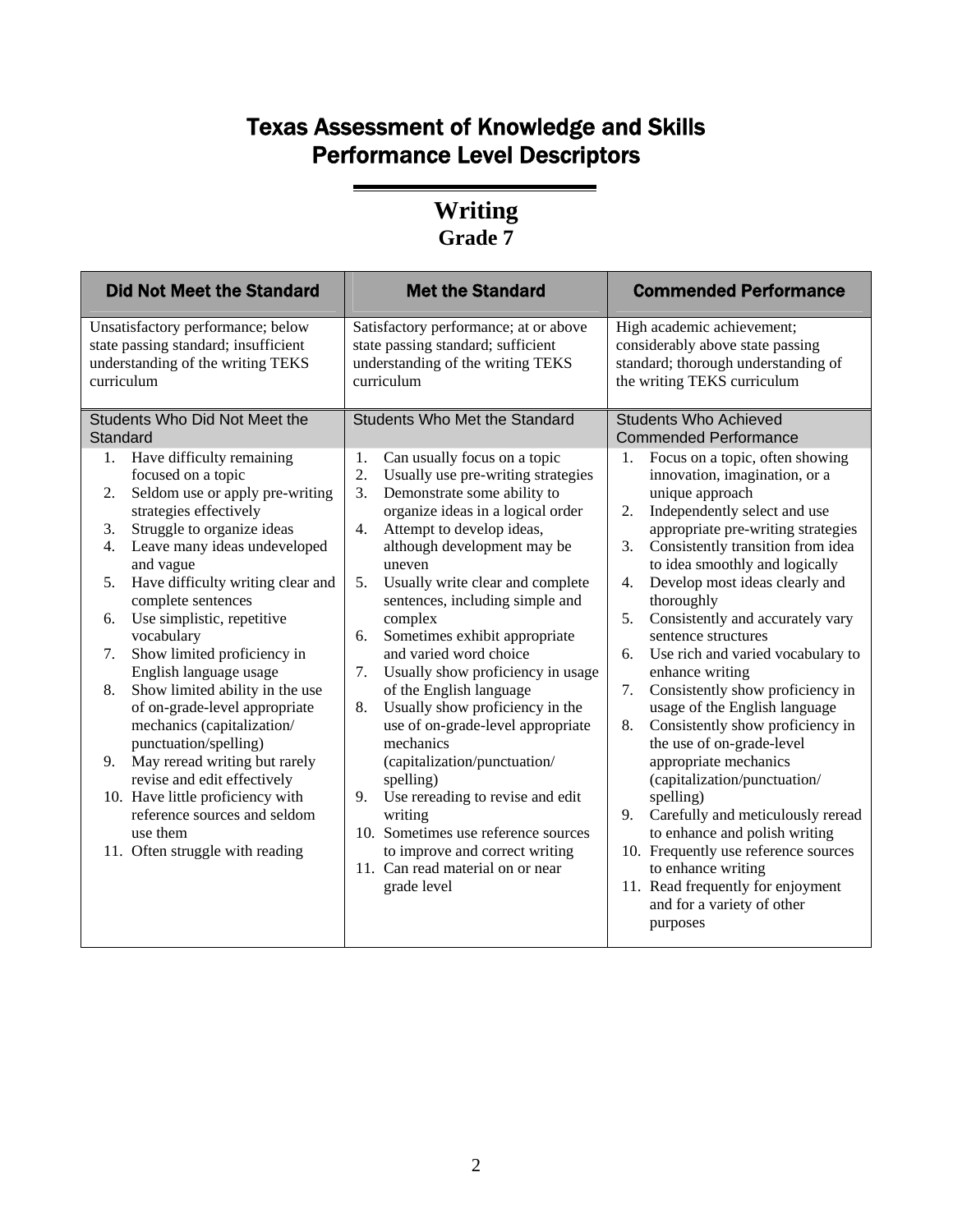# Texas Assessment of Knowledge and Skills
# Performance Level Descriptors

## Writing
### Grade 7

| Did Not Meet the Standard | Met the Standard | Commended Performance |
|---|---|---|
| Unsatisfactory performance; below state passing standard; insufficient understanding of the writing TEKS curriculum | Satisfactory performance; at or above state passing standard; sufficient understanding of the writing TEKS curriculum | High academic achievement; considerably above state passing standard; thorough understanding of the writing TEKS curriculum |
| Students Who Did Not Meet the Standard | Students Who Met the Standard | Students Who Achieved Commended Performance |
| 1. Have difficulty remaining focused on a topic<br>2. Seldom use or apply pre-writing strategies effectively<br>3. Struggle to organize ideas<br>4. Leave many ideas undeveloped and vague<br>5. Have difficulty writing clear and complete sentences<br>6. Use simplistic, repetitive vocabulary<br>7. Show limited proficiency in English language usage<br>8. Show limited ability in the use of on-grade-level appropriate mechanics (capitalization/ punctuation/spelling)<br>9. May reread writing but rarely revise and edit effectively<br>10. Have little proficiency with reference sources and seldom use them<br>11. Often struggle with reading | 1. Can usually focus on a topic<br>2. Usually use pre-writing strategies<br>3. Demonstrate some ability to organize ideas in a logical order<br>4. Attempt to develop ideas, although development may be uneven<br>5. Usually write clear and complete sentences, including simple and complex<br>6. Sometimes exhibit appropriate and varied word choice<br>7. Usually show proficiency in usage of the English language<br>8. Usually show proficiency in the use of on-grade-level appropriate mechanics (capitalization/punctuation/ spelling)<br>9. Use rereading to revise and edit writing<br>10. Sometimes use reference sources to improve and correct writing<br>11. Can read material on or near grade level | 1. Focus on a topic, often showing innovation, imagination, or a unique approach<br>2. Independently select and use appropriate pre-writing strategies<br>3. Consistently transition from idea to idea smoothly and logically<br>4. Develop most ideas clearly and thoroughly<br>5. Consistently and accurately vary sentence structures<br>6. Use rich and varied vocabulary to enhance writing<br>7. Consistently show proficiency in usage of the English language<br>8. Consistently show proficiency in the use of on-grade-level appropriate mechanics (capitalization/punctuation/ spelling)<br>9. Carefully and meticulously reread to enhance and polish writing<br>10. Frequently use reference sources to enhance writing<br>11. Read frequently for enjoyment and for a variety of other purposes |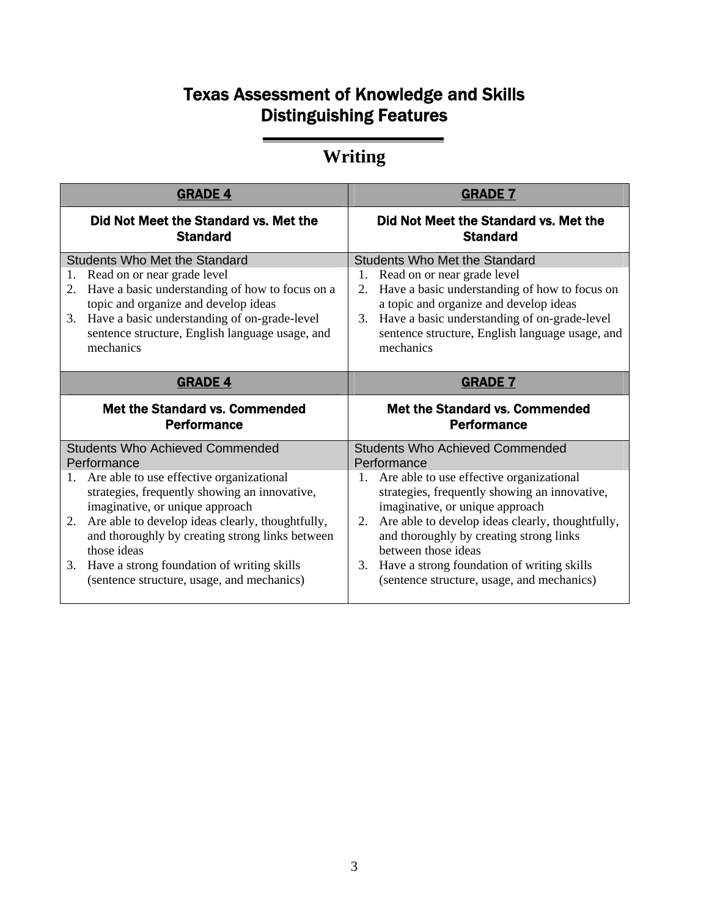# Texas Assessment of Knowledge and Skills
# Distinguishing Features

## Writing

| GRADE 4 | GRADE 7 |
|---|---|
| **Did Not Meet the Standard vs. Met the Standard** | **Did Not Meet the Standard vs. Met the Standard** |
| Students Who Met the Standard | Students Who Met the Standard |
| 1. Read on or near grade level<br>2. Have a basic understanding of how to focus on a topic and organize and develop ideas<br>3. Have a basic understanding of on-grade-level sentence structure, English language usage, and mechanics | 1. Read on or near grade level<br>2. Have a basic understanding of how to focus on a topic and organize and develop ideas<br>3. Have a basic understanding of on-grade-level sentence structure, English language usage, and mechanics |
| **GRADE 4** | **GRADE 7** |
| **Met the Standard vs. Commended Performance** | **Met the Standard vs. Commended Performance** |
| Students Who Achieved Commended Performance | Students Who Achieved Commended Performance |
| 1. Are able to use effective organizational strategies, frequently showing an innovative, imaginative, or unique approach<br>2. Are able to develop ideas clearly, thoughtfully, and thoroughly by creating strong links between those ideas<br>3. Have a strong foundation of writing skills (sentence structure, usage, and mechanics) | 1. Are able to use effective organizational strategies, frequently showing an innovative, imaginative, or unique approach<br>2. Are able to develop ideas clearly, thoughtfully, and thoroughly by creating strong links between those ideas<br>3. Have a strong foundation of writing skills (sentence structure, usage, and mechanics) |